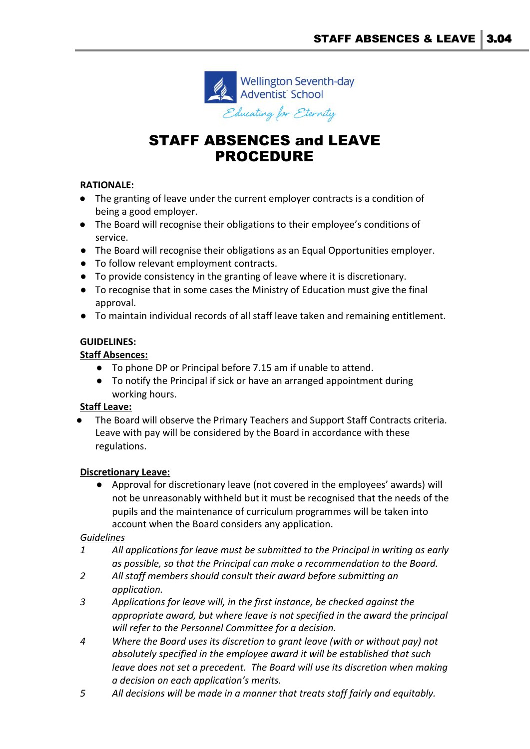Wellington Seventh-day Adventist School

*Educating for Eternity*

# STAFF ABSENCES and LEAVE PROCEDURE

**RATIONALE:**

- The granting of leave under the current employer contracts is a condition of being a good employer.
- The Board will recognise their obligations to their employee's conditions of service.
- The Board will recognise their obligations as an Equal Opportunities employer.
- To follow relevant employment contracts.
- To provide consistency in the granting of leave where it is discretionary.
- To recognise that in some cases the Ministry of Education must give the final approval.
- To maintain individual records of all staff leave taken and remaining entitlement.

**GUIDELINES:**

**<u>Staff Absences:</u>**

- To phone DP or Principal before 7.15 am if unable to attend.
- To notify the Principal if sick or have an arranged appointment during working hours.

**<u>Staff Leave:</u>**

- The Board will observe the Primary Teachers and Support Staff Contracts criteria. Leave with pay will be considered by the Board in accordance with these regulations.

**<u>Discretionary Leave:</u>**

- Approval for discretionary leave (not covered in the employees' awards) will not be unreasonably withheld but it must be recognised that the needs of the pupils and the maintenance of curriculum programmes will be taken into account when the Board considers any application.

*<u>Guidelines</u>*

1. *All applications for leave must be submitted to the Principal in writing as early as possible, so that the Principal can make a recommendation to the Board.*
2. *All staff members should consult their award before submitting an application.*
3. *Applications for leave will, in the first instance, be checked against the appropriate award, but where leave is not specified in the award the principal will refer to the Personnel Committee for a decision.*
4. *Where the Board uses its discretion to grant leave (with or without pay) not absolutely specified in the employee award it will be established that such leave does not set a precedent. The Board will use its discretion when making a decision on each application's merits.*
5. *All decisions will be made in a manner that treats staff fairly and equitably.*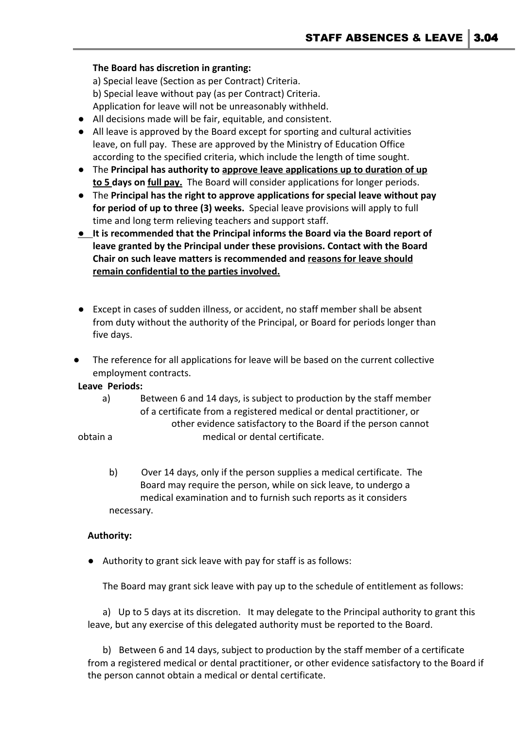**The Board has discretion in granting:**

a) Special leave (Section as per Contract) Criteria.
b) Special leave without pay (as per Contract) Criteria.
Application for leave will not be unreasonably withheld.

- All decisions made will be fair, equitable, and consistent.
- All leave is approved by the Board except for sporting and cultural activities leave, on full pay. These are approved by the Ministry of Education Office according to the specified criteria, which include the length of time sought.
- The **Principal has authority to <u>approve leave applications up to duration of up to 5</u> days on <u>full pay.</u>** The Board will consider applications for longer periods.
- The **Principal has the right to approve applications for special leave without pay for period of up to three (3) weeks.** Special leave provisions will apply to full time and long term relieving teachers and support staff.
- **It is recommended that the Principal informs the Board via the Board report of leave granted by the Principal under these provisions. Contact with the Board Chair on such leave matters is recommended and <u>reasons for leave should remain confidential to the parties involved.</u>**

- Except in cases of sudden illness, or accident, no staff member shall be absent from duty without the authority of the Principal, or Board for periods longer than five days.

- The reference for all applications for leave will be based on the current collective employment contracts.

**Leave Periods:**

a) Between 6 and 14 days, is subject to production by the staff member of a certificate from a registered medical or dental practitioner, or other evidence satisfactory to the Board if the person cannot obtain a medical or dental certificate.

b) Over 14 days, only if the person supplies a medical certificate. The Board may require the person, while on sick leave, to undergo a medical examination and to furnish such reports as it considers necessary.

**Authority:**

- Authority to grant sick leave with pay for staff is as follows:

  The Board may grant sick leave with pay up to the schedule of entitlement as follows:

  a) Up to 5 days at its discretion. It may delegate to the Principal authority to grant this leave, but any exercise of this delegated authority must be reported to the Board.

  b) Between 6 and 14 days, subject to production by the staff member of a certificate from a registered medical or dental practitioner, or other evidence satisfactory to the Board if the person cannot obtain a medical or dental certificate.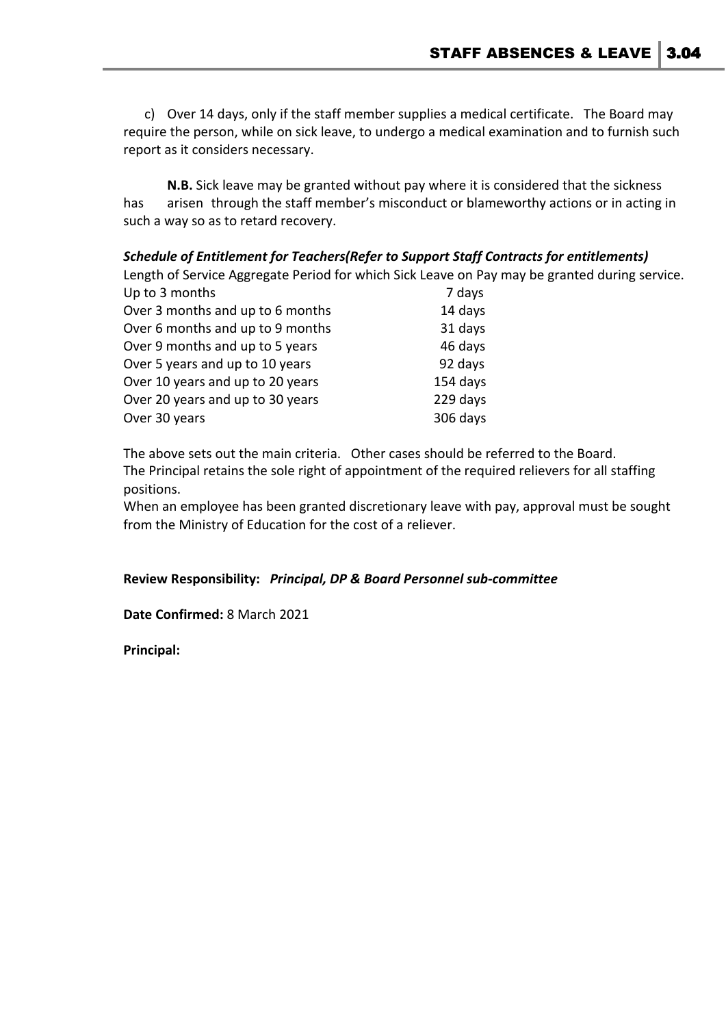c) Over 14 days, only if the staff member supplies a medical certificate. The Board may require the person, while on sick leave, to undergo a medical examination and to furnish such report as it considers necessary.

**N.B.** Sick leave may be granted without pay where it is considered that the sickness has arisen through the staff member's misconduct or blameworthy actions or in acting in such a way so as to retard recovery.

***Schedule of Entitlement for Teachers(Refer to Support Staff Contracts for entitlements)***

Length of Service Aggregate Period for which Sick Leave on Pay may be granted during service.

| Length of Service | Aggregate Period |
|---|---|
| Up to 3 months | 7 days |
| Over 3 months and up to 6 months | 14 days |
| Over 6 months and up to 9 months | 31 days |
| Over 9 months and up to 5 years | 46 days |
| Over 5 years and up to 10 years | 92 days |
| Over 10 years and up to 20 years | 154 days |
| Over 20 years and up to 30 years | 229 days |
| Over 30 years | 306 days |

The above sets out the main criteria. Other cases should be referred to the Board.
The Principal retains the sole right of appointment of the required relievers for all staffing positions.
When an employee has been granted discretionary leave with pay, approval must be sought from the Ministry of Education for the cost of a reliever.

**Review Responsibility:** ***Principal, DP & Board Personnel sub-committee***

**Date Confirmed:** 8 March 2021

**Principal:**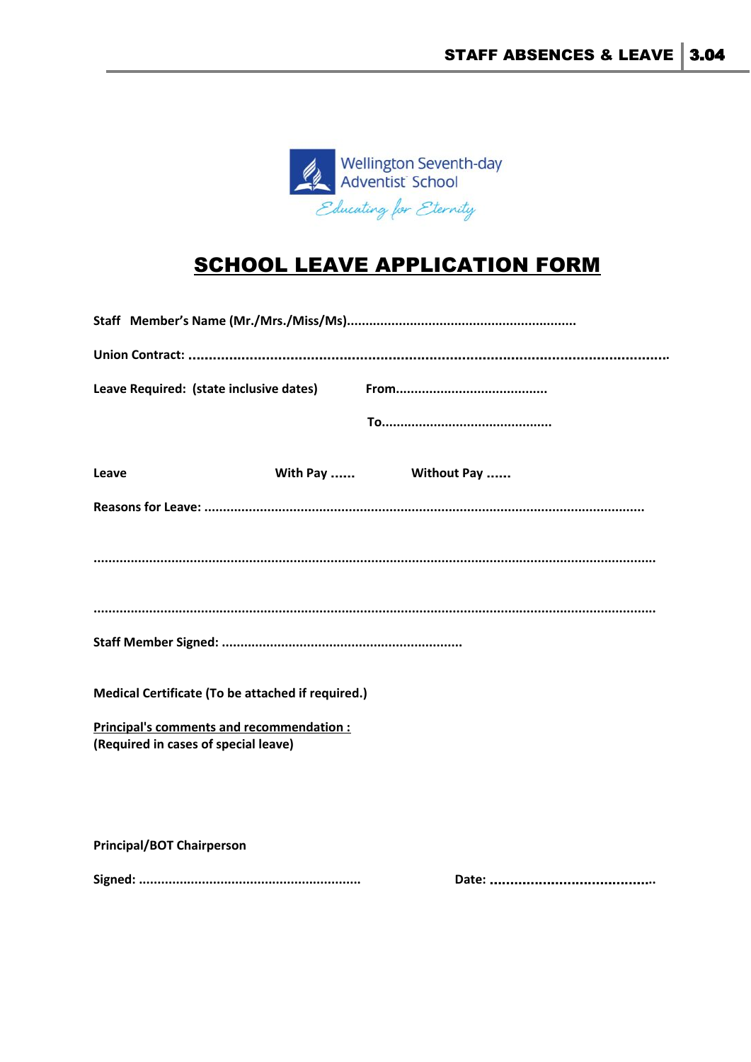Wellington Seventh-day Adventist School

*Educating for Eternity*

# SCHOOL LEAVE APPLICATION FORM

**Staff Member's Name (Mr./Mrs./Miss/Ms)..............................................................**

**Union Contract: ......................................................................................................................**

**Leave Required: (state inclusive dates)** **From.........................................**

**To..............................................**

**Leave** **With Pay ......** **Without Pay ......**

**Reasons for Leave: ...................................................................................................................**

**....................................................................................................................................................**

**....................................................................................................................................................**

**Staff Member Signed: ................................................................**

**Medical Certificate (To be attached if required.)**

**Principal's comments and recommendation :**
**(Required in cases of special leave)**

**Principal/BOT Chairperson**

**Signed: ...........................................................** **Date: ..........................................**